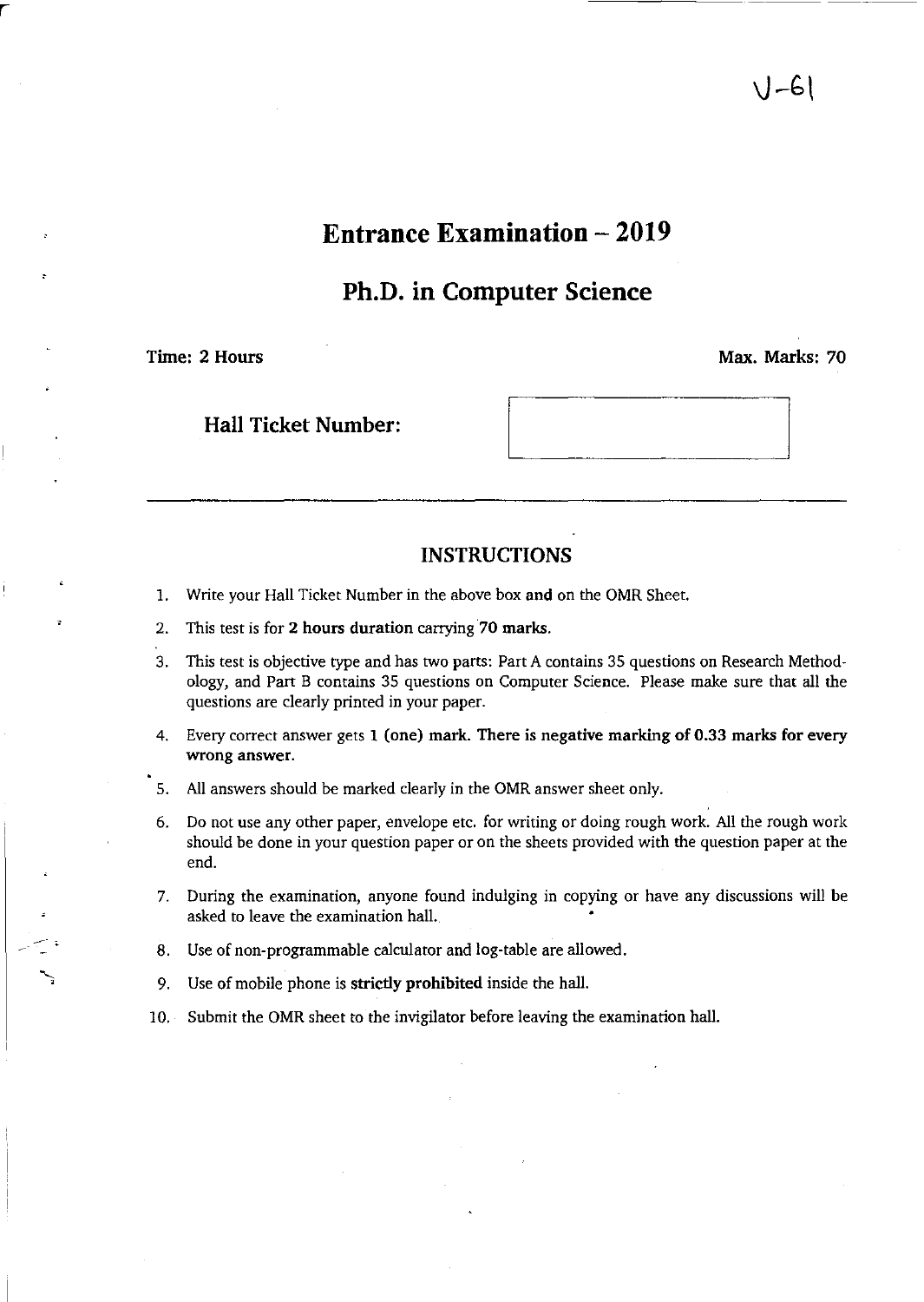V-61

# Entrance Examination – 2019

## Ph.D. in Computer Science

**Time: 2 Hours** **Max. Marks: 70**

**Hall Ticket Number:**

---

### INSTRUCTIONS

1. Write your Hall Ticket Number in the above box **and** on the OMR Sheet.
2. This test is for **2 hours duration** carrying **70 marks.**
3. This test is objective type and has two parts: Part A contains 35 questions on Research Methodology, and Part B contains 35 questions on Computer Science. Please make sure that all the questions are clearly printed in your paper.
4. Every correct answer gets **1 (one) mark. There is negative marking of 0.33 marks for every wrong answer.**
5. All answers should be marked clearly in the OMR answer sheet only.
6. Do not use any other paper, envelope etc. for writing or doing rough work. All the rough work should be done in your question paper or on the sheets provided with the question paper at the end.
7. During the examination, anyone found indulging in copying or have any discussions will be asked to leave the examination hall.
8. Use of non-programmable calculator and log-table are allowed.
9. Use of mobile phone is **strictly prohibited** inside the hall.
10. Submit the OMR sheet to the invigilator before leaving the examination hall.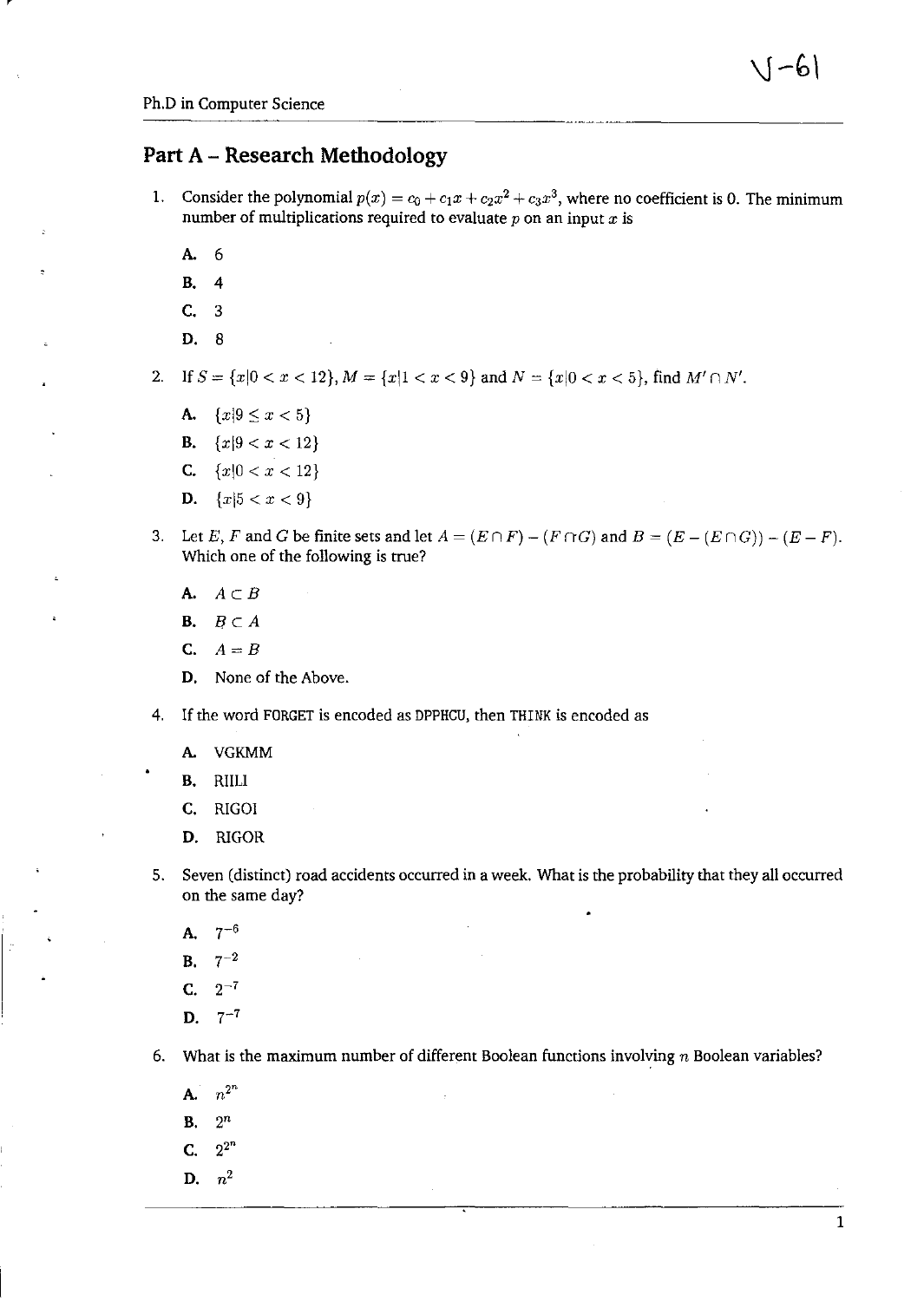Ph.D in Computer Science

## Part A – Research Methodology

1. Consider the polynomial $p(x) = c_0 + c_1x + c_2x^2 + c_3x^3$, where no coefficient is 0. The minimum number of multiplications required to evaluate $p$ on an input $x$ is

   A. 6

   B. 4

   C. 3

   D. 8

2. If $S = \{x|0 < x < 12\}$, $M = \{x|1 < x < 9\}$ and $N = \{x|0 < x < 5\}$, find $M' \cap N'$.

   A. $\{x|9 \leq x < 5\}$

   B. $\{x|9 < x < 12\}$

   C. $\{x|0 < x < 12\}$

   D. $\{x|5 < x < 9\}$

3. Let $E$, $F$ and $G$ be finite sets and let $A = (E \cap F) - (F \cap G)$ and $B = (E - (E \cap G)) - (E - F)$. Which one of the following is true?

   A. $A \subset B$

   B. $B \subset A$

   C. $A = B$

   D. None of the Above.

4. If the word FORGET is encoded as DPPHCU, then THINK is encoded as

   A. VGKMM

   B. RIILI

   C. RIGOI

   D. RIGOR

5. Seven (distinct) road accidents occurred in a week. What is the probability that they all occurred on the same day?

   A. $7^{-6}$

   B. $7^{-2}$

   C. $2^{-7}$

   D. $7^{-7}$

6. What is the maximum number of different Boolean functions involving $n$ Boolean variables?

   A. $n^{2^n}$

   B. $2^n$

   C. $2^{2^n}$

   D. $n^2$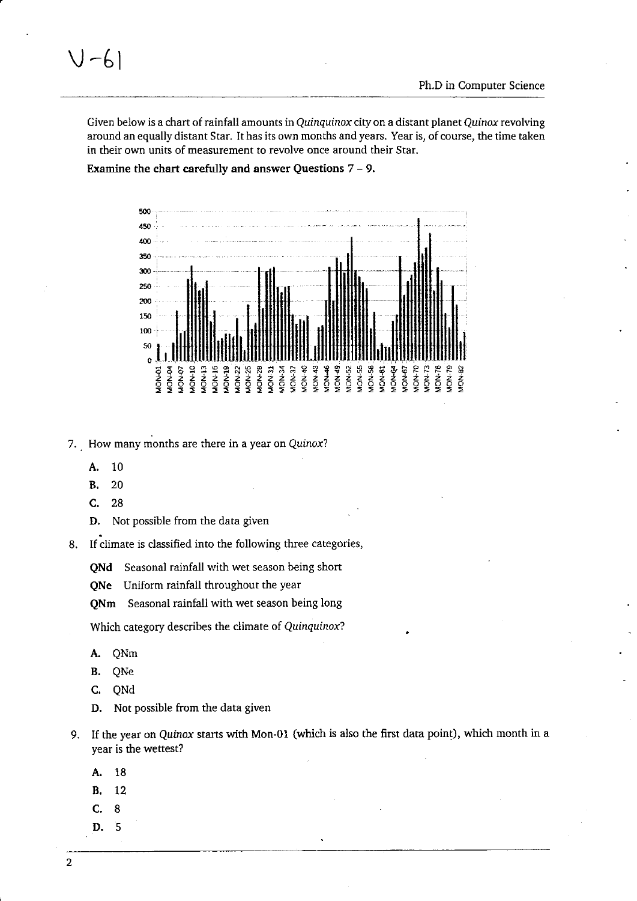Given below is a chart of rainfall amounts in *Quinquinox* city on a distant planet *Quinox* revolving around an equally distant Star. It has its own months and years. Year is, of course, the time taken in their own units of measurement to revolve once around their Star.

**Examine the chart carefully and answer Questions 7 – 9.**

7. How many months are there in a year on *Quinox*?

   **A.** 10

   **B.** 20

   **C.** 28

   **D.** Not possible from the data given

8. If climate is classified into the following three categories,

   **QNd** Seasonal rainfall with wet season being short

   **QNe** Uniform rainfall throughout the year

   **QNm** Seasonal rainfall with wet season being long

   Which category describes the climate of *Quinquinox*?

   **A.** QNm

   **B.** QNe

   **C.** QNd

   **D.** Not possible from the data given

9. If the year on *Quinox* starts with Mon-01 (which is also the first data point), which month in a year is the wettest?

   **A.** 18

   **B.** 12

   **C.** 8

   **D.** 5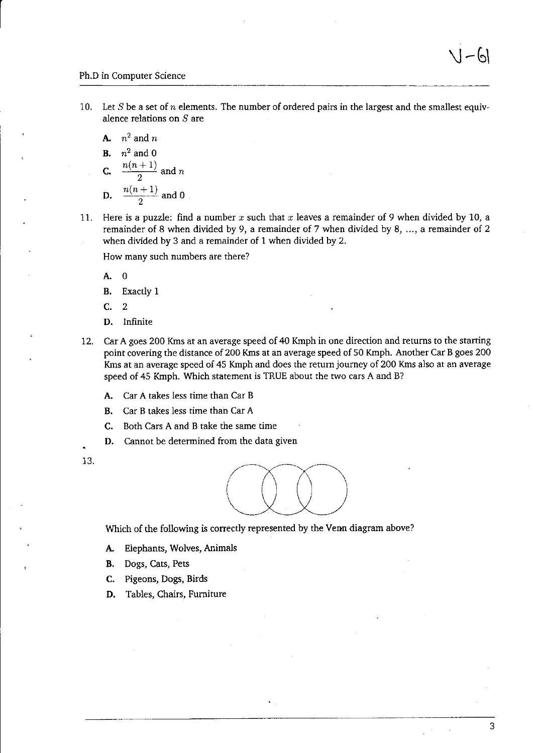10. Let $S$ be a set of $n$ elements. The number of ordered pairs in the largest and the smallest equivalence relations on $S$ are

    **A.** $n^2$ and $n$

    **B.** $n^2$ and 0

    **C.** $\frac{n(n+1)}{2}$ and $n$

    **D.** $\frac{n(n+1)}{2}$ and 0

11. Here is a puzzle: find a number $x$ such that $x$ leaves a remainder of 9 when divided by 10, a remainder of 8 when divided by 9, a remainder of 7 when divided by 8, ..., a remainder of 2 when divided by 3 and a remainder of 1 when divided by 2.

    How many such numbers are there?

    **A.** 0

    **B.** Exactly 1

    **C.** 2

    **D.** Infinite

12. Car A goes 200 Kms at an average speed of 40 Kmph in one direction and returns to the starting point covering the distance of 200 Kms at an average speed of 50 Kmph. Another Car B goes 200 Kms at an average speed of 45 Kmph and does the return journey of 200 Kms also at an average speed of 45 Kmph. Which statement is TRUE about the two cars A and B?

    **A.** Car A takes less time than Car B

    **B.** Car B takes less time than Car A

    **C.** Both Cars A and B take the same time

    **D.** Cannot be determined from the data given

13. Which of the following is correctly represented by the Venn diagram above?

    **A.** Elephants, Wolves, Animals

    **B.** Dogs, Cats, Pets

    **C.** Pigeons, Dogs, Birds

    **D.** Tables, Chairs, Furniture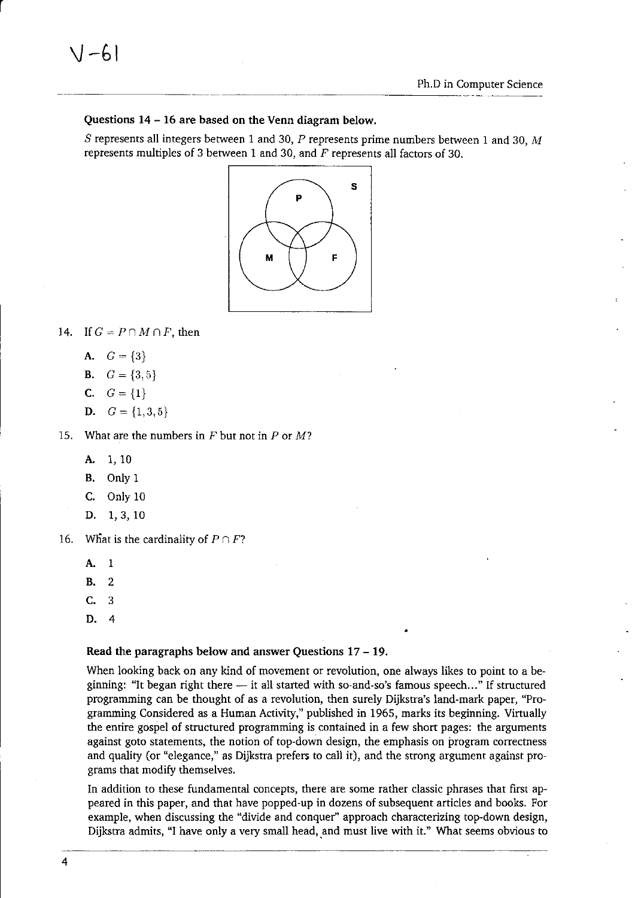### Questions 14 – 16 are based on the Venn diagram below.

$S$ represents all integers between 1 and 30, $P$ represents prime numbers between 1 and 30, $M$ represents multiples of 3 between 1 and 30, and $F$ represents all factors of 30.

14. If $G = P \cap M \cap F$, then

    A. $G = \{3\}$

    B. $G = \{3, 5\}$

    C. $G = \{1\}$

    D. $G = \{1, 3, 5\}$

15. What are the numbers in $F$ but not in $P$ or $M$?

    A. 1, 10

    B. Only 1

    C. Only 10

    D. 1, 3, 10

16. What is the cardinality of $P \cap F$?

    A. 1

    B. 2

    C. 3

    D. 4

### Read the paragraphs below and answer Questions 17 – 19.

When looking back on any kind of movement or revolution, one always likes to point to a beginning: "It began right there — it all started with so-and-so's famous speech..." If structured programming can be thought of as a revolution, then surely Dijkstra's land-mark paper, "Programming Considered as a Human Activity," published in 1965, marks its beginning. Virtually the entire gospel of structured programming is contained in a few short pages: the arguments against goto statements, the notion of top-down design, the emphasis on program correctness and quality (or "elegance," as Dijkstra prefers to call it), and the strong argument against programs that modify themselves.

In addition to these fundamental concepts, there are some rather classic phrases that first appeared in this paper, and that have popped-up in dozens of subsequent articles and books. For example, when discussing the "divide and conquer" approach characterizing top-down design, Dijkstra admits, "I have only a very small head, and must live with it." What seems obvious to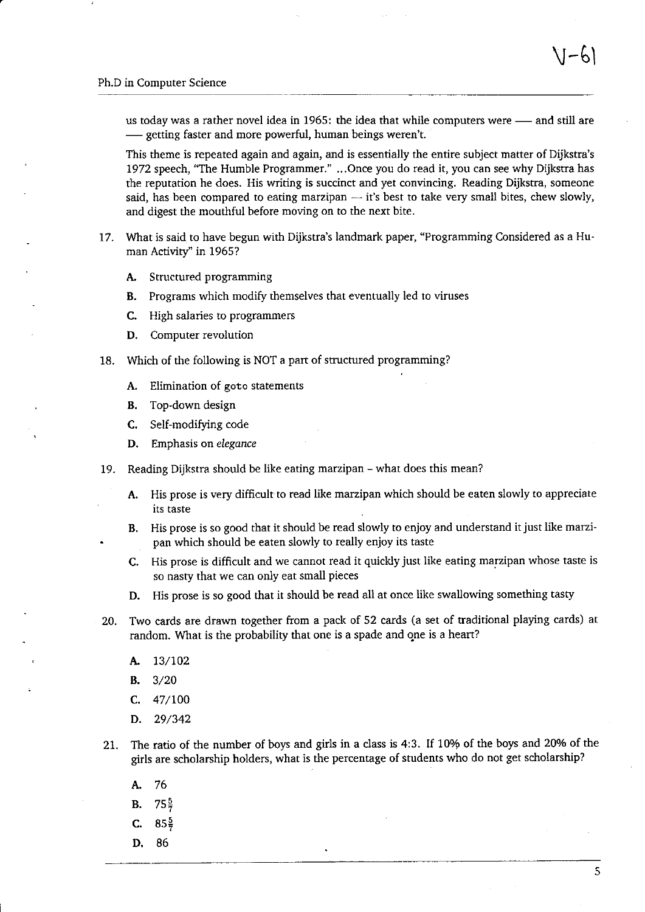us today was a rather novel idea in 1965: the idea that while computers were — and still are — getting faster and more powerful, human beings weren't.

This theme is repeated again and again, and is essentially the entire subject matter of Dijkstra's 1972 speech, "The Humble Programmer." ...Once you do read it, you can see why Dijkstra has the reputation he does. His writing is succinct and yet convincing. Reading Dijkstra, someone said, has been compared to eating marzipan — it's best to take very small bites, chew slowly, and digest the mouthful before moving on to the next bite.

17. What is said to have begun with Dijkstra's landmark paper, "Programming Considered as a Human Activity" in 1965?

    **A.** Structured programming

    **B.** Programs which modify themselves that eventually led to viruses

    **C.** High salaries to programmers

    **D.** Computer revolution

18. Which of the following is NOT a part of structured programming?

    **A.** Elimination of `goto` statements

    **B.** Top-down design

    **C.** Self-modifying code

    **D.** Emphasis on *elegance*

19. Reading Dijkstra should be like eating marzipan - what does this mean?

    **A.** His prose is very difficult to read like marzipan which should be eaten slowly to appreciate its taste

    **B.** His prose is so good that it should be read slowly to enjoy and understand it just like marzipan which should be eaten slowly to really enjoy its taste

    **C.** His prose is difficult and we cannot read it quickly just like eating marzipan whose taste is so nasty that we can only eat small pieces

    **D.** His prose is so good that it should be read all at once like swallowing something tasty

20. Two cards are drawn together from a pack of 52 cards (a set of traditional playing cards) at random. What is the probability that one is a spade and one is a heart?

    **A.** 13/102

    **B.** 3/20

    **C.** 47/100

    **D.** 29/342

21. The ratio of the number of boys and girls in a class is 4:3. If 10% of the boys and 20% of the girls are scholarship holders, what is the percentage of students who do not get scholarship?

    **A.** 76

    **B.** $75\frac{5}{7}$

    **C.** $85\frac{5}{7}$

    **D.** 86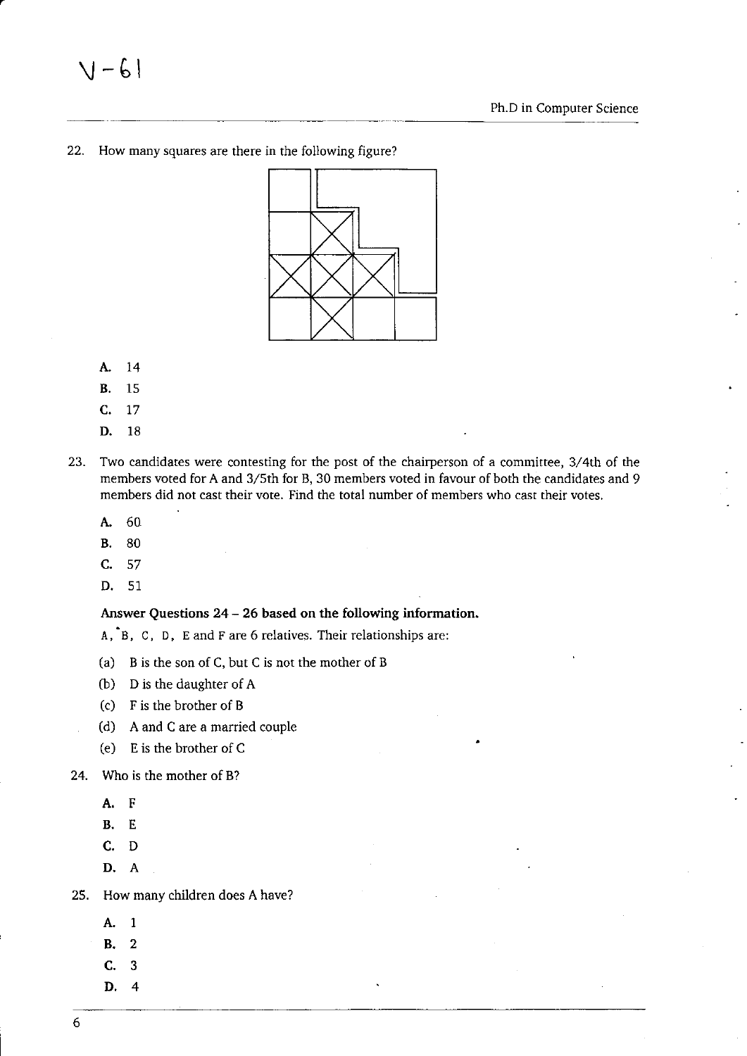22. How many squares are there in the following figure?

 A. 14

 B. 15

 C. 17

 D. 18

23. Two candidates were contesting for the post of the chairperson of a committee, 3/4th of the members voted for A and 3/5th for B, 30 members voted in favour of both the candidates and 9 members did not cast their vote. Find the total number of members who cast their votes.

 A. 60

 B. 80

 C. 57

 D. 51

**Answer Questions 24 – 26 based on the following information.**

A, B, C, D, E and F are 6 relatives. Their relationships are:

(a) B is the son of C, but C is not the mother of B

(b) D is the daughter of A

(c) F is the brother of B

(d) A and C are a married couple

(e) E is the brother of C

24. Who is the mother of B?

 A. F

 B. E

 C. D

 D. A

25. How many children does A have?

 A. 1

 B. 2

 C. 3

 D. 4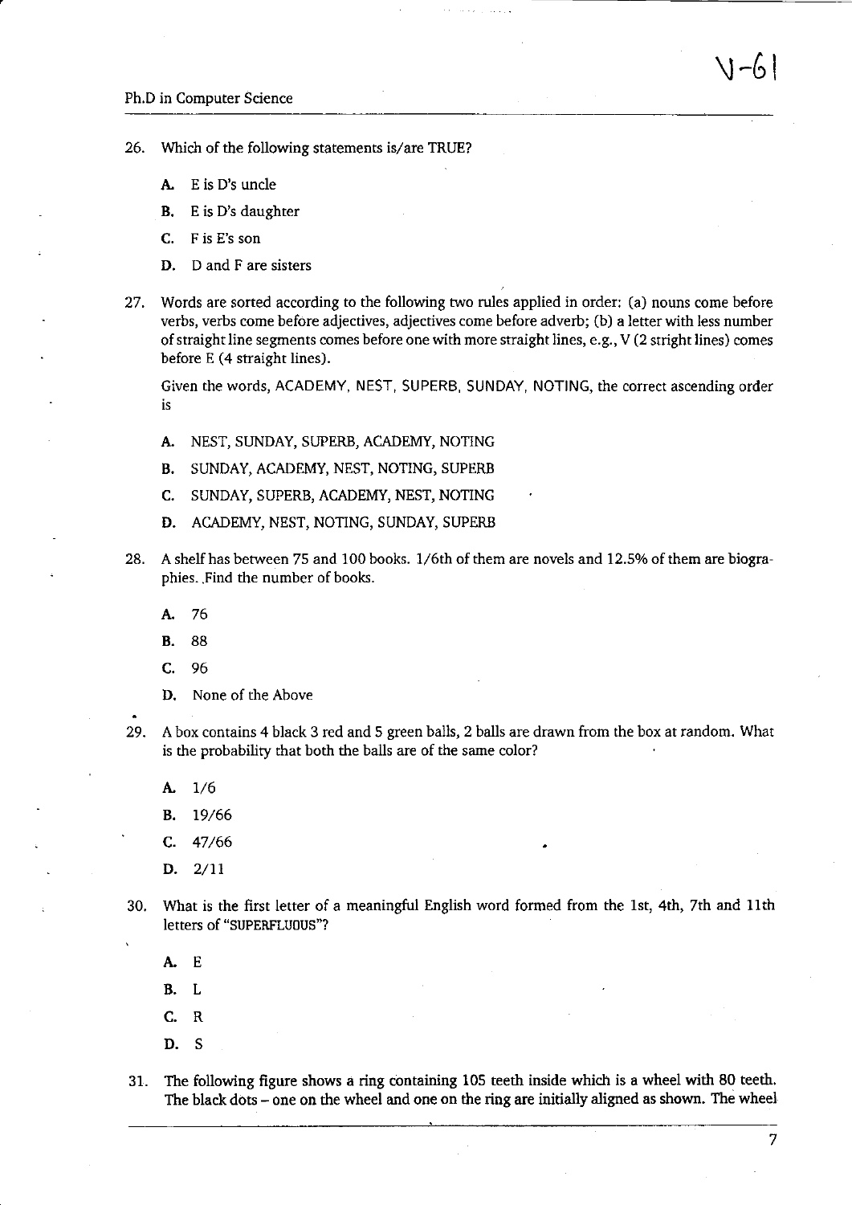26. Which of the following statements is/are TRUE?

    A. E is D's uncle

    B. E is D's daughter

    C. F is E's son

    D. D and F are sisters

27. Words are sorted according to the following two rules applied in order: (a) nouns come before verbs, verbs come before adjectives, adjectives come before adverb; (b) a letter with less number of straight line segments comes before one with more straight lines, e.g., V (2 stright lines) comes before E (4 straight lines).

    Given the words, ACADEMY, NEST, SUPERB, SUNDAY, NOTING, the correct ascending order is

    A. NEST, SUNDAY, SUPERB, ACADEMY, NOTING

    B. SUNDAY, ACADEMY, NEST, NOTING, SUPERB

    C. SUNDAY, SUPERB, ACADEMY, NEST, NOTING

    D. ACADEMY, NEST, NOTING, SUNDAY, SUPERB

28. A shelf has between 75 and 100 books. 1/6th of them are novels and 12.5% of them are biographies. Find the number of books.

    A. 76

    B. 88

    C. 96

    D. None of the Above

29. A box contains 4 black 3 red and 5 green balls, 2 balls are drawn from the box at random. What is the probability that both the balls are of the same color?

    A. 1/6

    B. 19/66

    C. 47/66

    D. 2/11

30. What is the first letter of a meaningful English word formed from the 1st, 4th, 7th and 11th letters of "SUPERFLUOUS"?

    A. E

    B. L

    C. R

    D. S

31. The following figure shows a ring containing 105 teeth inside which is a wheel with 80 teeth. The black dots – one on the wheel and one on the ring are initially aligned as shown. The wheel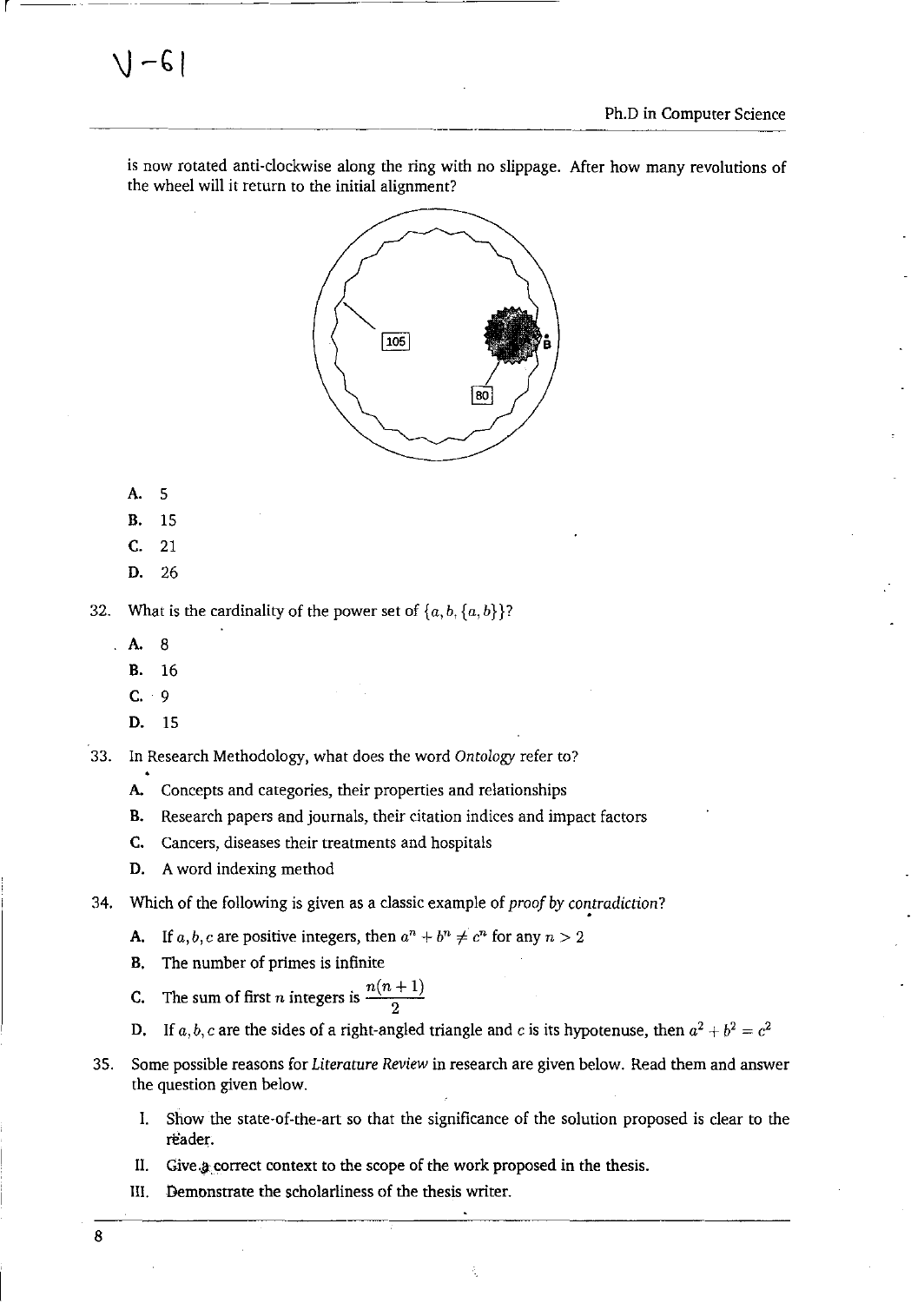is now rotated anti-clockwise along the ring with no slippage. After how many revolutions of the wheel will it return to the initial alignment?

A. 5

B. 15

C. 21

D. 26

32. What is the cardinality of the power set of $\{a, b, \{a, b\}\}$?

A. 8

B. 16

C. 9

D. 15

33. In Research Methodology, what does the word *Ontology* refer to?

A. Concepts and categories, their properties and relationships

B. Research papers and journals, their citation indices and impact factors

C. Cancers, diseases their treatments and hospitals

D. A word indexing method

34. Which of the following is given as a classic example of *proof by contradiction*?

A. If $a, b, c$ are positive integers, then $a^n + b^n \neq c^n$ for any $n > 2$

B. The number of primes is infinite

C. The sum of first $n$ integers is $\frac{n(n+1)}{2}$

D. If $a, b, c$ are the sides of a right-angled triangle and $c$ is its hypotenuse, then $a^2 + b^2 = c^2$

35. Some possible reasons for *Literature Review* in research are given below. Read them and answer the question given below.

I. Show the state-of-the-art so that the significance of the solution proposed is clear to the reader.

II. Give a correct context to the scope of the work proposed in the thesis.

III. Demonstrate the scholarliness of the thesis writer.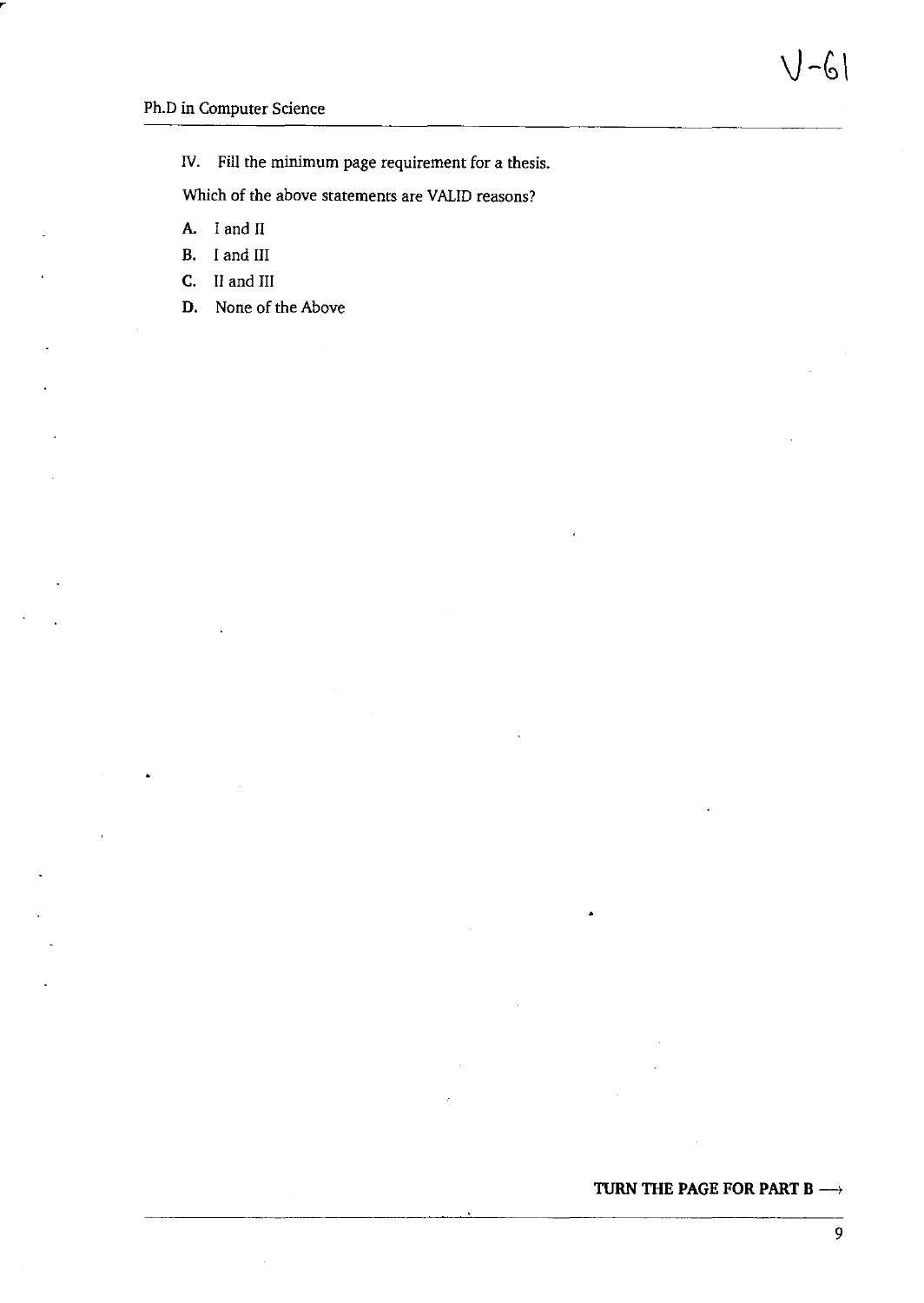IV. Fill the minimum page requirement for a thesis.

Which of the above statements are VALID reasons?

**A.** I and II

**B.** I and III

**C.** II and III

**D.** None of the Above

**TURN THE PAGE FOR PART B ⟶**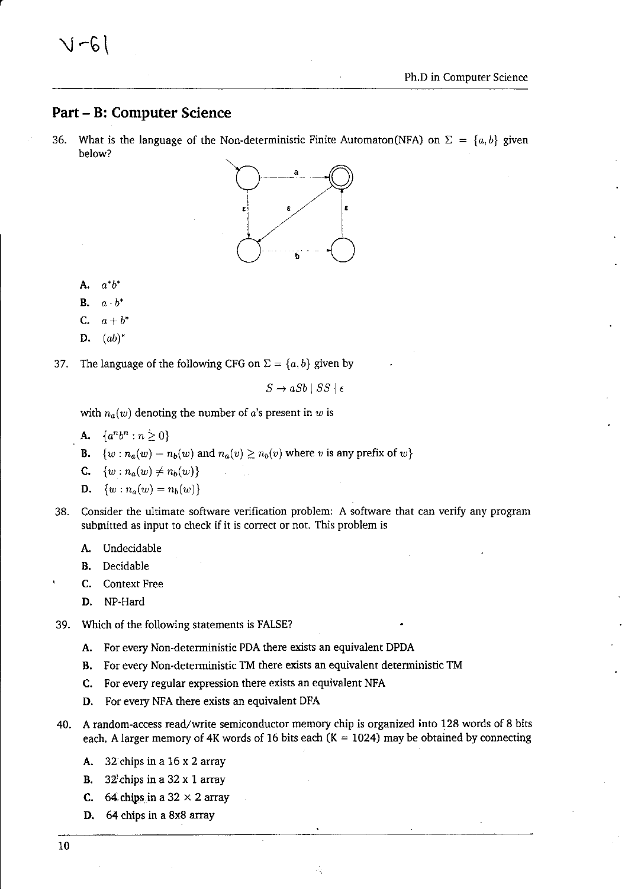## Part – B: Computer Science

36. What is the language of the Non-deterministic Finite Automaton(NFA) on $\Sigma = \{a, b\}$ given below?

   A. $a^*b^*$

   B. $a \cdot b^*$

   C. $a + b^*$

   D. $(ab)^*$

37. The language of the following CFG on $\Sigma = \{a, b\}$ given by

$$S \rightarrow aSb \mid SS \mid \epsilon$$

   with $n_a(w)$ denoting the number of $a$'s present in $w$ is

   A. $\{a^n b^n : n \geq 0\}$

   B. $\{w : n_a(w) = n_b(w) \text{ and } n_a(v) \geq n_b(v) \text{ where } v \text{ is any prefix of } w\}$

   C. $\{w : n_a(w) \neq n_b(w)\}$

   D. $\{w : n_a(w) = n_b(w)\}$

38. Consider the ultimate software verification problem: A software that can verify any program submitted as input to check if it is correct or not. This problem is

   A. Undecidable

   B. Decidable

   C. Context Free

   D. NP-Hard

39. Which of the following statements is FALSE?

   A. For every Non-deterministic PDA there exists an equivalent DPDA

   B. For every Non-deterministic TM there exists an equivalent deterministic TM

   C. For every regular expression there exists an equivalent NFA

   D. For every NFA there exists an equivalent DFA

40. A random-access read/write semiconductor memory chip is organized into 128 words of 8 bits each. A larger memory of 4K words of 16 bits each (K = 1024) may be obtained by connecting

   A. 32 chips in a 16 x 2 array

   B. 32 chips in a 32 x 1 array

   C. 64 chips in a 32 × 2 array

   D. 64 chips in a 8x8 array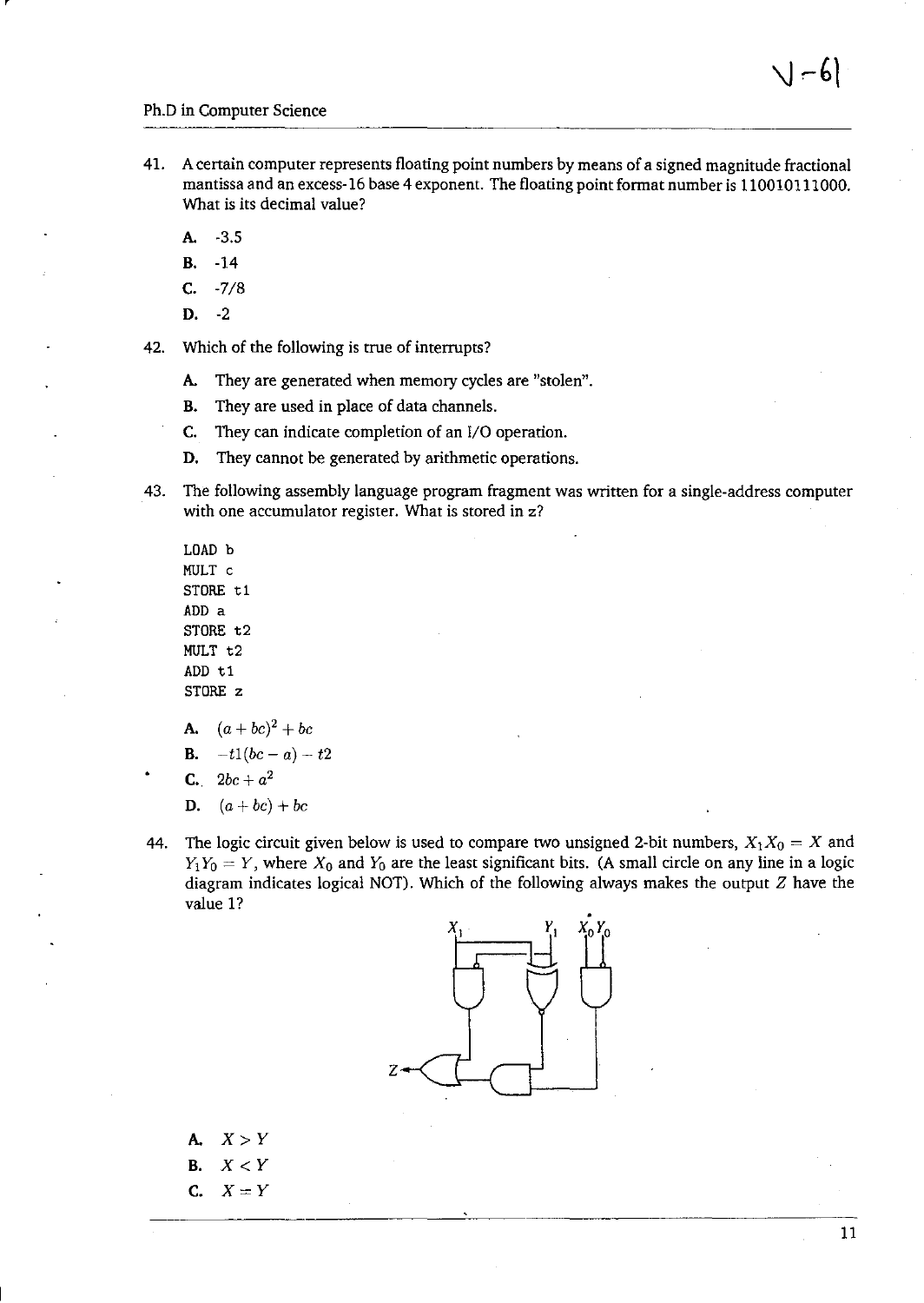41. A certain computer represents floating point numbers by means of a signed magnitude fractional mantissa and an excess-16 base 4 exponent. The floating point format number is 110010111000. What is its decimal value?

    A. -3.5
    B. -14
    C. -7/8
    D. -2

42. Which of the following is true of interrupts?

    A. They are generated when memory cycles are "stolen".
    B. They are used in place of data channels.
    C. They can indicate completion of an I/O operation.
    D. They cannot be generated by arithmetic operations.

43. The following assembly language program fragment was written for a single-address computer with one accumulator register. What is stored in z?

```
LOAD b
MULT c
STORE t1
ADD a
STORE t2
MULT t2
ADD t1
STORE z
```

    A. $(a + bc)^2 + bc$
    B. $-t1(bc - a) - t2$
    C. $2bc + a^2$
    D. $(a + bc) + bc$

44. The logic circuit given below is used to compare two unsigned 2-bit numbers, $X_1X_0 = X$ and $Y_1Y_0 = Y$, where $X_0$ and $Y_0$ are the least significant bits. (A small circle on any line in a logic diagram indicates logical NOT). Which of the following always makes the output $Z$ have the value 1?

    A. $X > Y$
    B. $X < Y$
    C. $X = Y$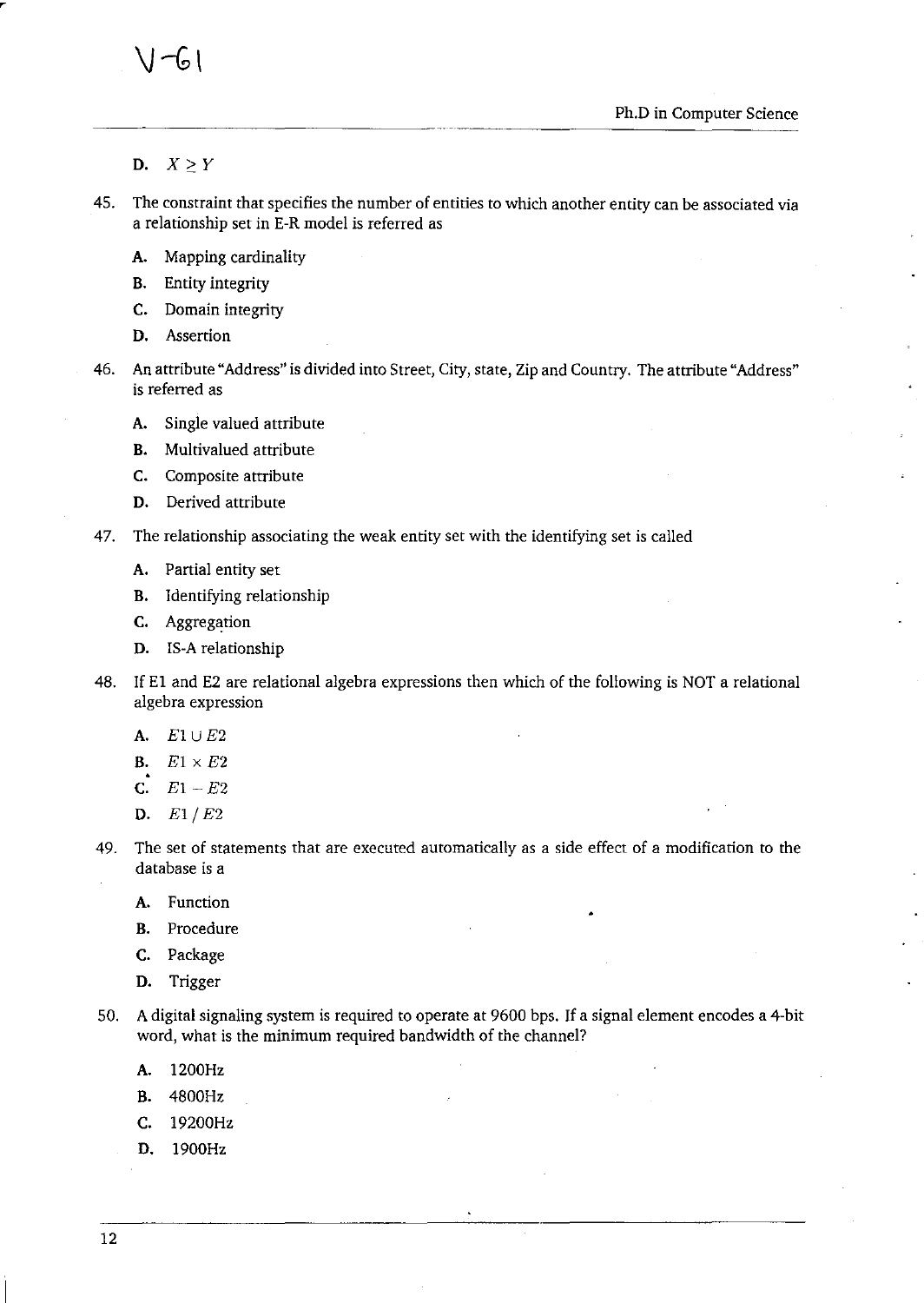D. $X \geq Y$

45. The constraint that specifies the number of entities to which another entity can be associated via a relationship set in E-R model is referred as

    A. Mapping cardinality

    B. Entity integrity

    C. Domain integrity

    D. Assertion

46. An attribute "Address" is divided into Street, City, state, Zip and Country. The attribute "Address" is referred as

    A. Single valued attribute

    B. Multivalued attribute

    C. Composite attribute

    D. Derived attribute

47. The relationship associating the weak entity set with the identifying set is called

    A. Partial entity set

    B. Identifying relationship

    C. Aggregation

    D. IS-A relationship

48. If E1 and E2 are relational algebra expressions then which of the following is NOT a relational algebra expression

    A. $E1 \cup E2$

    B. $E1 \times E2$

    C. $E1 - E2$

    D. $E1 / E2$

49. The set of statements that are executed automatically as a side effect of a modification to the database is a

    A. Function

    B. Procedure

    C. Package

    D. Trigger

50. A digital signaling system is required to operate at 9600 bps. If a signal element encodes a 4-bit word, what is the minimum required bandwidth of the channel?

    A. 1200Hz

    B. 4800Hz

    C. 19200Hz

    D. 1900Hz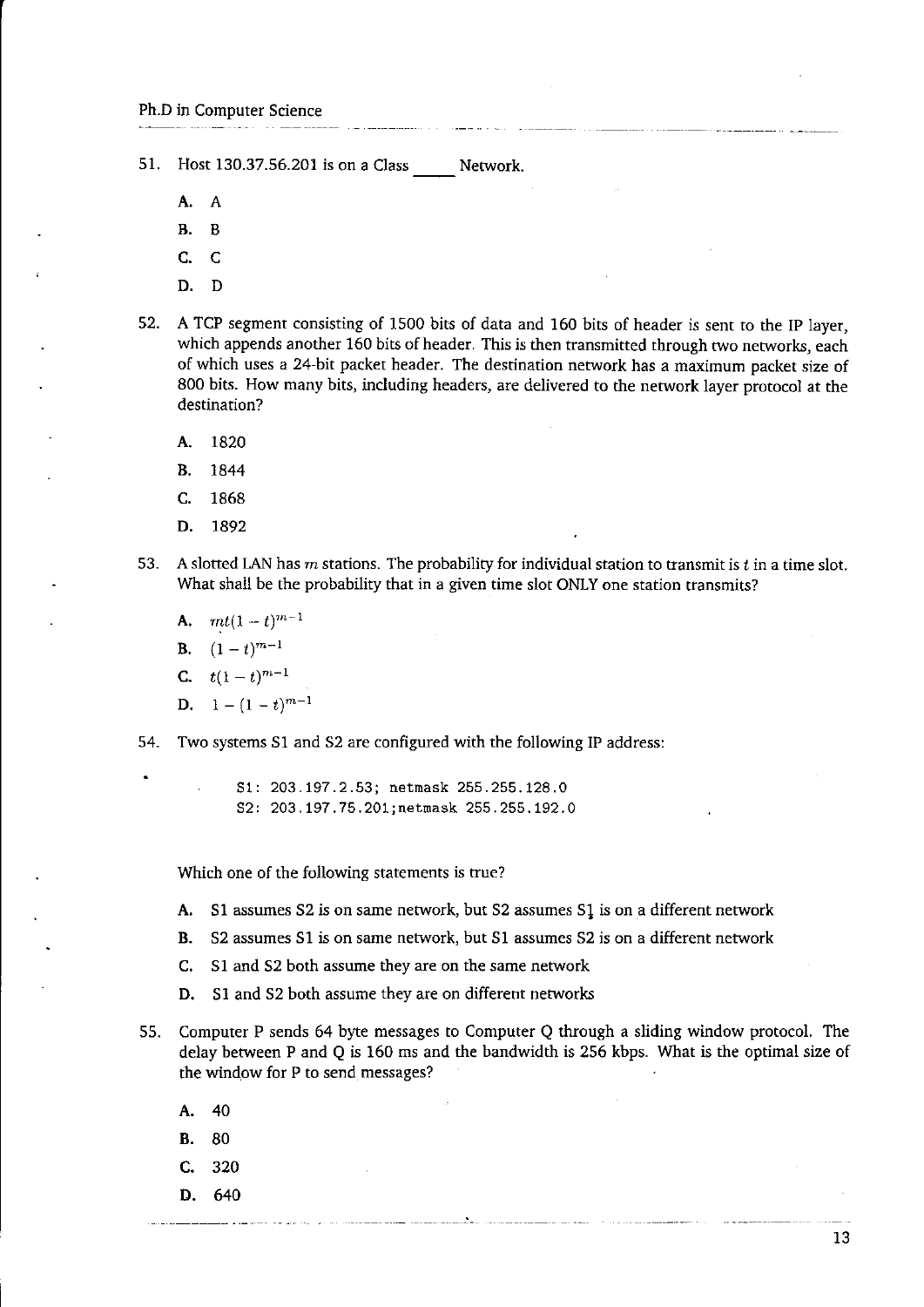51. Host 130.37.56.201 is on a Class _____ Network.

    A. A

    B. B

    C. C

    D. D

52. A TCP segment consisting of 1500 bits of data and 160 bits of header is sent to the IP layer, which appends another 160 bits of header. This is then transmitted through two networks, each of which uses a 24-bit packet header. The destination network has a maximum packet size of 800 bits. How many bits, including headers, are delivered to the network layer protocol at the destination?

    A. 1820

    B. 1844

    C. 1868

    D. 1892

53. A slotted LAN has $m$ stations. The probability for individual station to transmit is $t$ in a time slot. What shall be the probability that in a given time slot ONLY one station transmits?

    A. $mt(1-t)^{m-1}$

    B. $(1-t)^{m-1}$

    C. $t(1-t)^{m-1}$

    D. $1-(1-t)^{m-1}$

54. Two systems S1 and S2 are configured with the following IP address:

```
S1: 203.197.2.53; netmask 255.255.128.0
S2: 203.197.75.201;netmask 255.255.192.0
```

Which one of the following statements is true?

    A. S1 assumes S2 is on same network, but S2 assumes S1 is on a different network

    B. S2 assumes S1 is on same network, but S1 assumes S2 is on a different network

    C. S1 and S2 both assume they are on the same network

    D. S1 and S2 both assume they are on different networks

55. Computer P sends 64 byte messages to Computer Q through a sliding window protocol. The delay between P and Q is 160 ms and the bandwidth is 256 kbps. What is the optimal size of the window for P to send messages?

    A. 40

    B. 80

    C. 320

    D. 640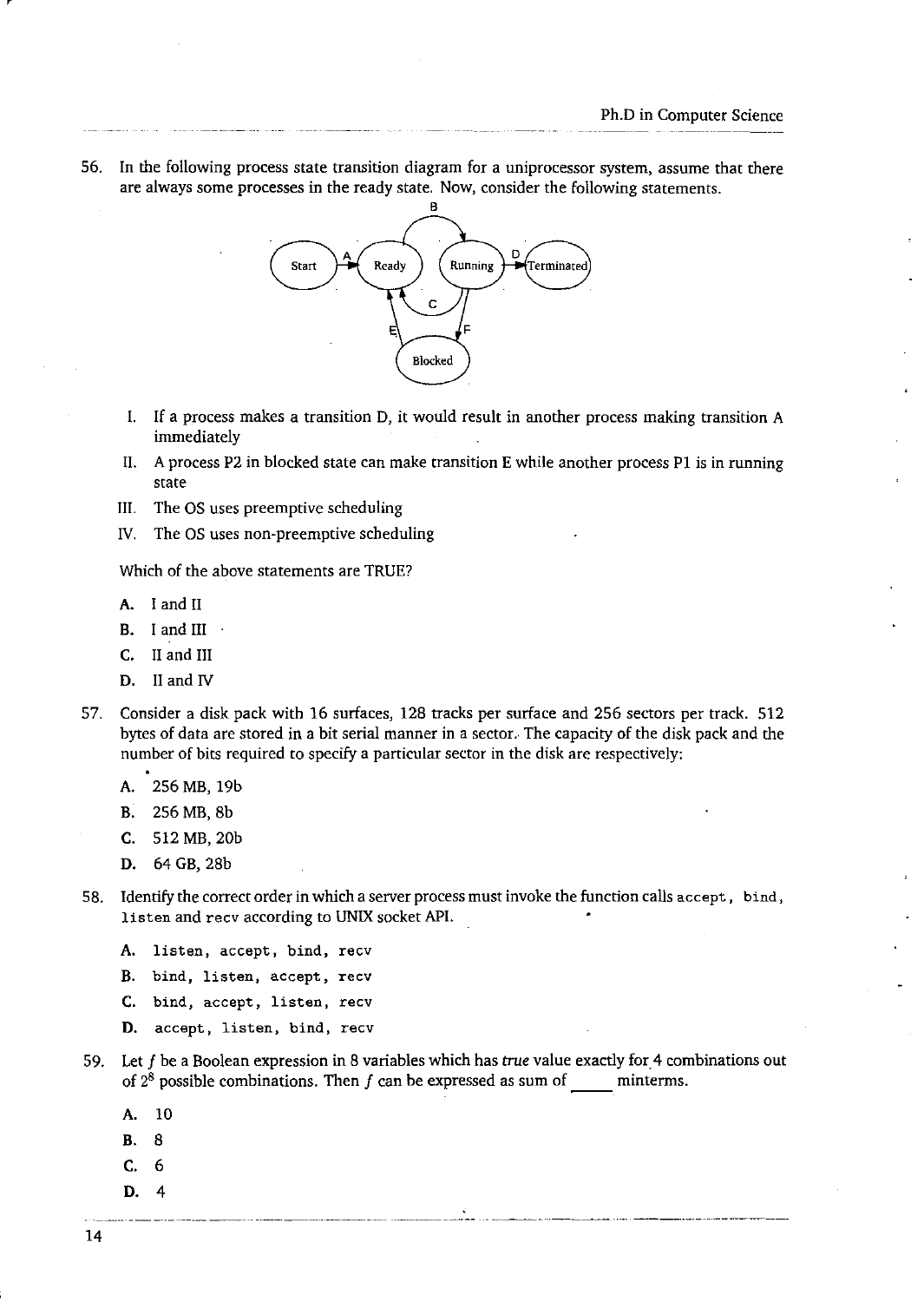56. In the following process state transition diagram for a uniprocessor system, assume that there are always some processes in the ready state. Now, consider the following statements.

   I. If a process makes a transition D, it would result in another process making transition A immediately
   
   II. A process P2 in blocked state can make transition E while another process P1 is in running state
   
   III. The OS uses preemptive scheduling
   
   IV. The OS uses non-preemptive scheduling

   Which of the above statements are TRUE?

   A. I and II
   
   B. I and III
   
   C. II and III
   
   D. II and IV

57. Consider a disk pack with 16 surfaces, 128 tracks per surface and 256 sectors per track. 512 bytes of data are stored in a bit serial manner in a sector. The capacity of the disk pack and the number of bits required to specify a particular sector in the disk are respectively:

   A. 256 MB, 19b
   
   B. 256 MB, 8b
   
   C. 512 MB, 20b
   
   D. 64 GB, 28b

58. Identify the correct order in which a server process must invoke the function calls `accept`, `bind`, `listen` and `recv` according to UNIX socket API.

   A. `listen, accept, bind, recv`
   
   B. `bind, listen, accept, recv`
   
   C. `bind, accept, listen, recv`
   
   D. `accept, listen, bind, recv`

59. Let $f$ be a Boolean expression in 8 variables which has *true* value exactly for 4 combinations out of $2^8$ possible combinations. Then $f$ can be expressed as sum of _____ minterms.

   A. 10
   
   B. 8
   
   C. 6
   
   D. 4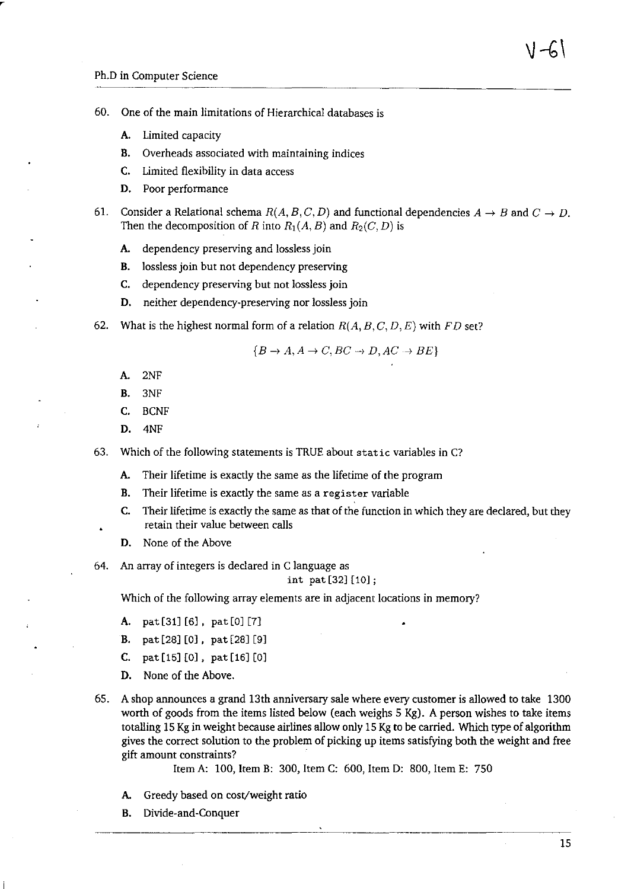60. One of the main limitations of Hierarchical databases is

    **A.** Limited capacity

    **B.** Overheads associated with maintaining indices

    **C.** Limited flexibility in data access

    **D.** Poor performance

61. Consider a Relational schema $R(A, B, C, D)$ and functional dependencies $A \rightarrow B$ and $C \rightarrow D$. Then the decomposition of $R$ into $R_1(A, B)$ and $R_2(C, D)$ is

    **A.** dependency preserving and lossless join

    **B.** lossless join but not dependency preserving

    **C.** dependency preserving but not lossless join

    **D.** neither dependency-preserving nor lossless join

62. What is the highest normal form of a relation $R(A, B, C, D, E)$ with $FD$ set?

    $$\{B \rightarrow A, A \rightarrow C, BC \rightarrow D, AC \rightarrow BE\}$$

    **A.** 2NF

    **B.** 3NF

    **C.** BCNF

    **D.** 4NF

63. Which of the following statements is TRUE about `static` variables in C?

    **A.** Their lifetime is exactly the same as the lifetime of the program

    **B.** Their lifetime is exactly the same as a `register` variable

    **C.** Their lifetime is exactly the same as that of the function in which they are declared, but they retain their value between calls

    **D.** None of the Above

64. An array of integers is declared in C language as

    ```
    int pat[32][10];
    ```

    Which of the following array elements are in adjacent locations in memory?

    **A.** `pat[31][6], pat[0][7]`

    **B.** `pat[28][0], pat[28][9]`

    **C.** `pat[15][0], pat[16][0]`

    **D.** None of the Above.

65. A shop announces a grand 13th anniversary sale where every customer is allowed to take 1300 worth of goods from the items listed below (each weighs 5 Kg). A person wishes to take items totalling 15 Kg in weight because airlines allow only 15 Kg to be carried. Which type of algorithm gives the correct solution to the problem of picking up items satisfying both the weight and free gift amount constraints?

    Item A: 100, Item B: 300, Item C: 600, Item D: 800, Item E: 750

    **A.** Greedy based on cost/weight ratio

    **B.** Divide-and-Conquer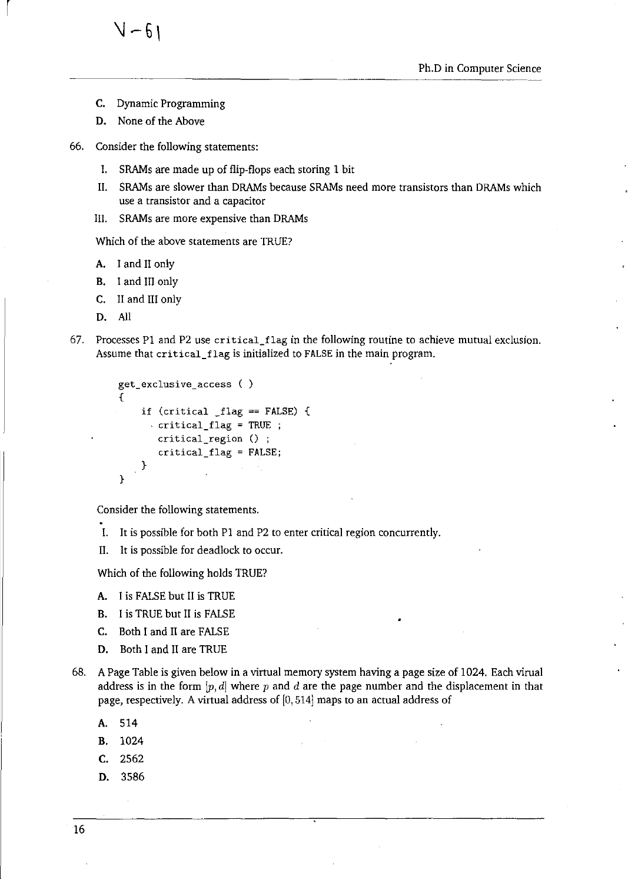C. Dynamic Programming

D. None of the Above

66. Consider the following statements:

    I. SRAMs are made up of flip-flops each storing 1 bit

    II. SRAMs are slower than DRAMs because SRAMs need more transistors than DRAMs which use a transistor and a capacitor

    III. SRAMs are more expensive than DRAMs

    Which of the above statements are TRUE?

    A. I and II only

    B. I and III only

    C. II and III only

    D. All

67. Processes P1 and P2 use `critical_flag` in the following routine to achieve mutual exclusion. Assume that `critical_flag` is initialized to FALSE in the main program.

```
get_exclusive_access ( )
{
    if (critical _flag == FALSE) {
        critical_flag = TRUE ;
        critical_region () ;
        critical_flag = FALSE;
    }
}
```

    Consider the following statements.

    I. It is possible for both P1 and P2 to enter critical region concurrently.

    II. It is possible for deadlock to occur.

    Which of the following holds TRUE?

    A. I is FALSE but II is TRUE

    B. I is TRUE but II is FALSE

    C. Both I and II are FALSE

    D. Both I and II are TRUE

68. A Page Table is given below in a virtual memory system having a page size of 1024. Each virual address is in the form $[p, d]$ where $p$ and $d$ are the page number and the displacement in that page, respectively. A virtual address of $[0, 514]$ maps to an actual address of

    A. 514

    B. 1024

    C. 2562

    D. 3586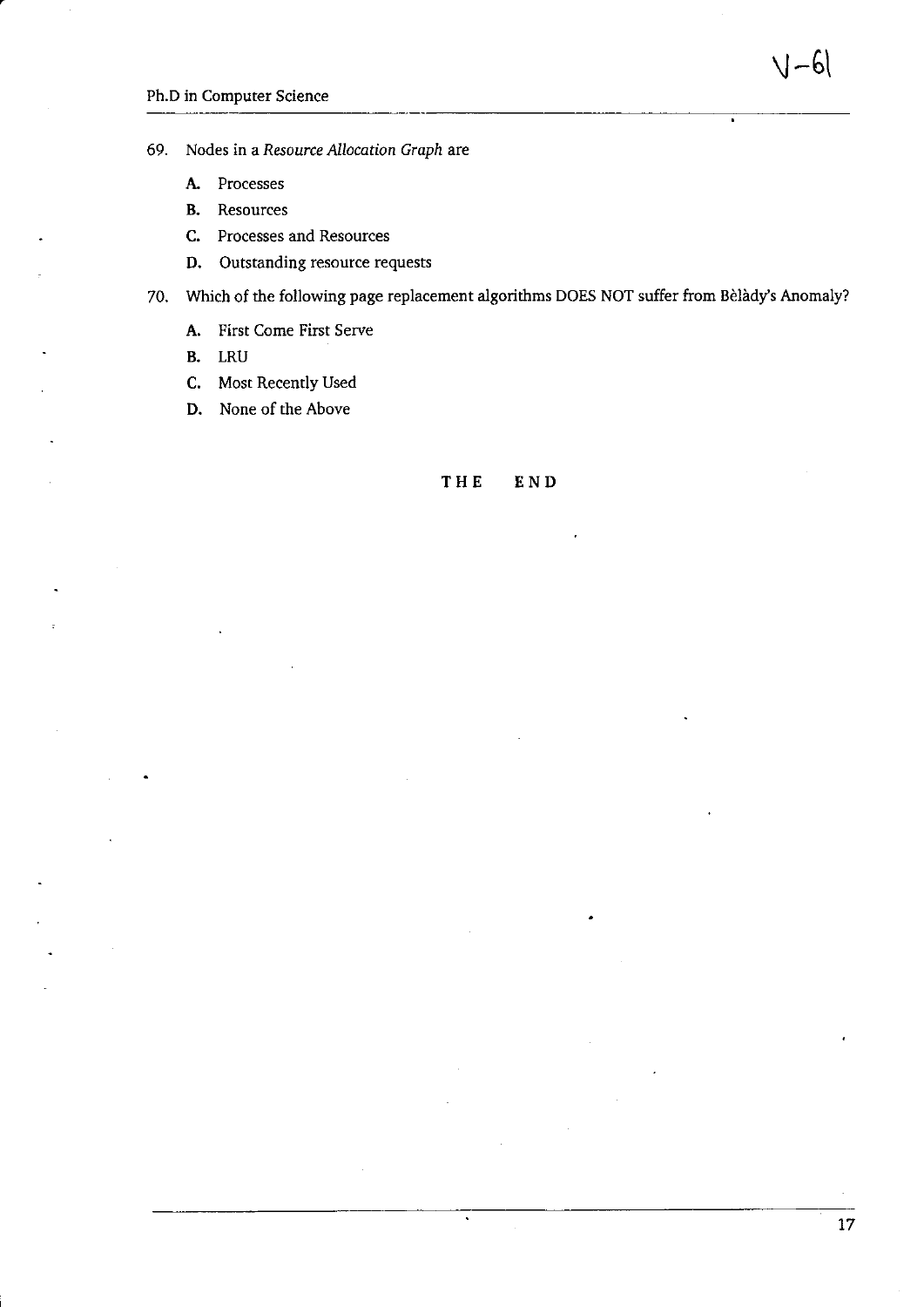69. Nodes in a *Resource Allocation Graph* are

   **A.** Processes

   **B.** Resources

   **C.** Processes and Resources

   **D.** Outstanding resource requests

70. Which of the following page replacement algorithms DOES NOT suffer from Bèlàdy's Anomaly?

   **A.** First Come First Serve

   **B.** LRU

   **C.** Most Recently Used

   **D.** None of the Above

**THE END**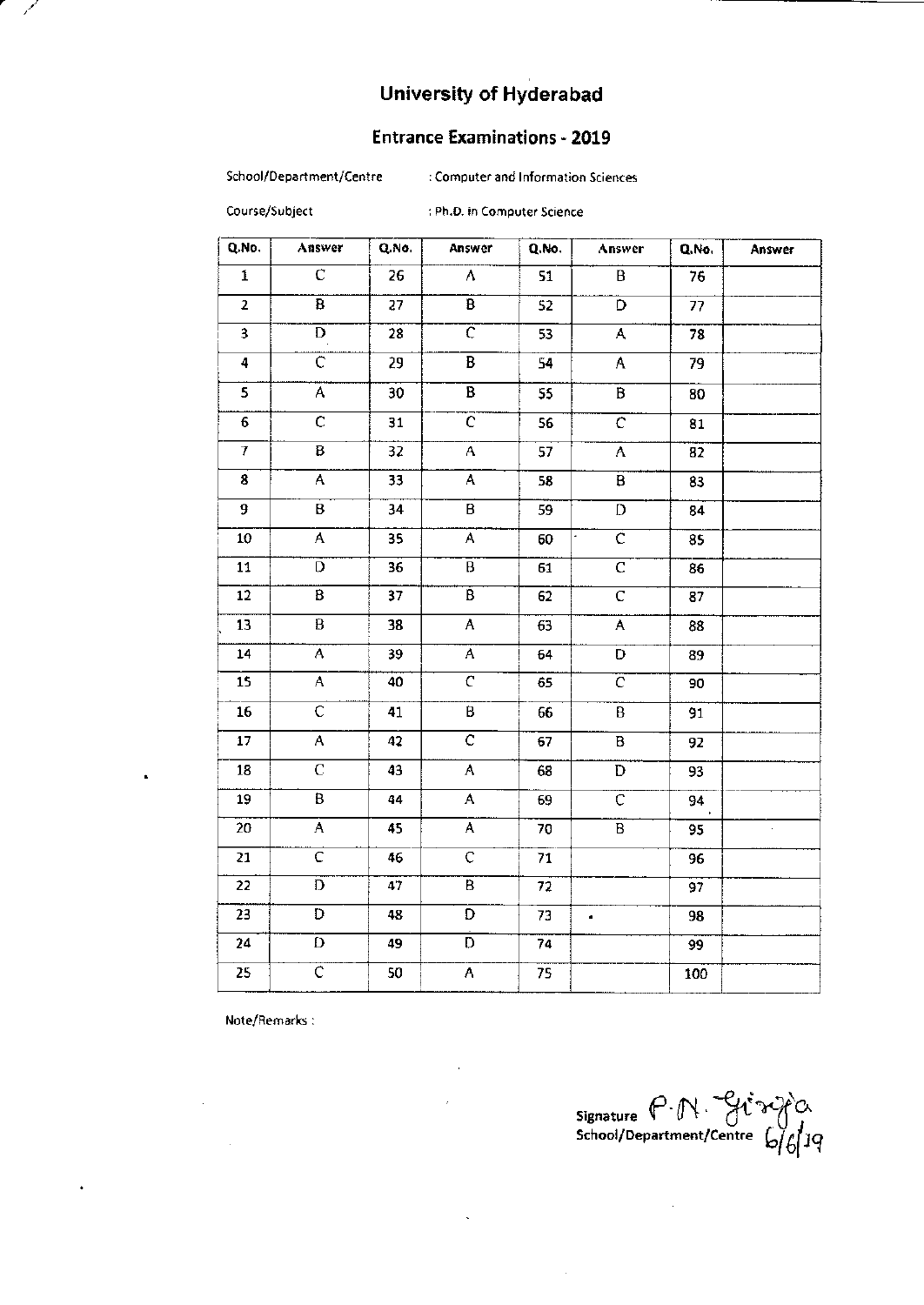# University of Hyderabad

## Entrance Examinations - 2019

School/Department/Centre : Computer and Information Sciences

Course/Subject : Ph.D. in Computer Science

| Q.No. | Answer | Q.No. | Answer | Q.No. | Answer | Q.No. | Answer |
|---|---|---|---|---|---|---|---|
| 1 | C | 26 | A | 51 | B | 76 | |
| 2 | B | 27 | B | 52 | D | 77 | |
| 3 | D | 28 | C | 53 | A | 78 | |
| 4 | C | 29 | B | 54 | A | 79 | |
| 5 | A | 30 | B | 55 | B | 80 | |
| 6 | C | 31 | C | 56 | C | 81 | |
| 7 | B | 32 | A | 57 | A | 82 | |
| 8 | A | 33 | A | 58 | B | 83 | |
| 9 | B | 34 | B | 59 | D | 84 | |
| 10 | A | 35 | A | 60 | C | 85 | |
| 11 | D | 36 | B | 61 | C | 86 | |
| 12 | B | 37 | B | 62 | C | 87 | |
| 13 | B | 38 | A | 63 | A | 88 | |
| 14 | A | 39 | A | 64 | D | 89 | |
| 15 | A | 40 | C | 65 | C | 90 | |
| 16 | C | 41 | B | 66 | B | 91 | |
| 17 | A | 42 | C | 67 | B | 92 | |
| 18 | C | 43 | A | 68 | D | 93 | |
| 19 | B | 44 | A | 69 | C | 94 | |
| 20 | A | 45 | A | 70 | B | 95 | |
| 21 | C | 46 | C | 71 | | 96 | |
| 22 | D | 47 | B | 72 | | 97 | |
| 23 | D | 48 | D | 73 | | 98 | |
| 24 | D | 49 | D | 74 | | 99 | |
| 25 | C | 50 | A | 75 | | 100 | |

Note/Remarks :

Signature P. N. Girija
School/Department/Centre 6/6/19